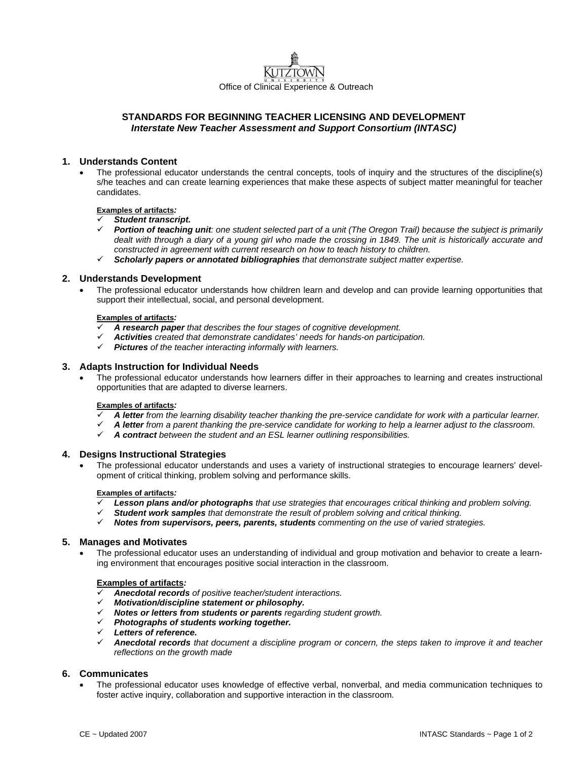Kutztown University

Office of Clinical Experience & Outreach

# STANDARDS FOR BEGINNING TEACHER LICENSING AND DEVELOPMENT

***Interstate New Teacher Assessment and Support Consortium (INTASC)***

## 1. Understands Content

- The professional educator understands the central concepts, tools of inquiry and the structures of the discipline(s) s/he teaches and can create learning experiences that make these aspects of subject matter meaningful for teacher candidates.

**Examples of artifacts*:***

- ✓ ***Student transcript.***
- ✓ ***Portion of teaching unit****: one student selected part of a unit (The Oregon Trail) because the subject is primarily dealt with through a diary of a young girl who made the crossing in 1849. The unit is historically accurate and constructed in agreement with current research on how to teach history to children.*
- ✓ ***Scholarly papers or annotated bibliographies*** *that demonstrate subject matter expertise.*

## 2. Understands Development

- The professional educator understands how children learn and develop and can provide learning opportunities that support their intellectual, social, and personal development.

**Examples of artifacts*:***

- ✓ ***A research paper*** *that describes the four stages of cognitive development.*
- ✓ ***Activities*** *created that demonstrate candidates' needs for hands-on participation.*
- ✓ ***Pictures*** *of the teacher interacting informally with learners.*

## 3. Adapts Instruction for Individual Needs

- The professional educator understands how learners differ in their approaches to learning and creates instructional opportunities that are adapted to diverse learners.

**Examples of artifacts*:***

- ✓ ***A letter*** *from the learning disability teacher thanking the pre-service candidate for work with a particular learner.*
- ✓ ***A letter*** *from a parent thanking the pre-service candidate for working to help a learner adjust to the classroom.*
- ✓ ***A contract*** *between the student and an ESL learner outlining responsibilities.*

## 4. Designs Instructional Strategies

- The professional educator understands and uses a variety of instructional strategies to encourage learners' development of critical thinking, problem solving and performance skills.

**Examples of artifacts*:***

- ✓ ***Lesson plans and/or photographs*** *that use strategies that encourages critical thinking and problem solving.*
- ✓ ***Student work samples*** *that demonstrate the result of problem solving and critical thinking.*
- ✓ ***Notes from supervisors, peers, parents, students*** *commenting on the use of varied strategies.*

## 5. Manages and Motivates

- The professional educator uses an understanding of individual and group motivation and behavior to create a learning environment that encourages positive social interaction in the classroom.

**Examples of artifacts*:***

- ✓ ***Anecdotal records*** *of positive teacher/student interactions.*
- ✓ ***Motivation/discipline statement or philosophy.***
- ✓ ***Notes or letters from students or parents*** *regarding student growth.*
- ✓ ***Photographs of students working together.***
- ✓ ***Letters of reference.***
- ✓ ***Anecdotal records*** *that document a discipline program or concern, the steps taken to improve it and teacher reflections on the growth made*

## 6. Communicates

- The professional educator uses knowledge of effective verbal, nonverbal, and media communication techniques to foster active inquiry, collaboration and supportive interaction in the classroom.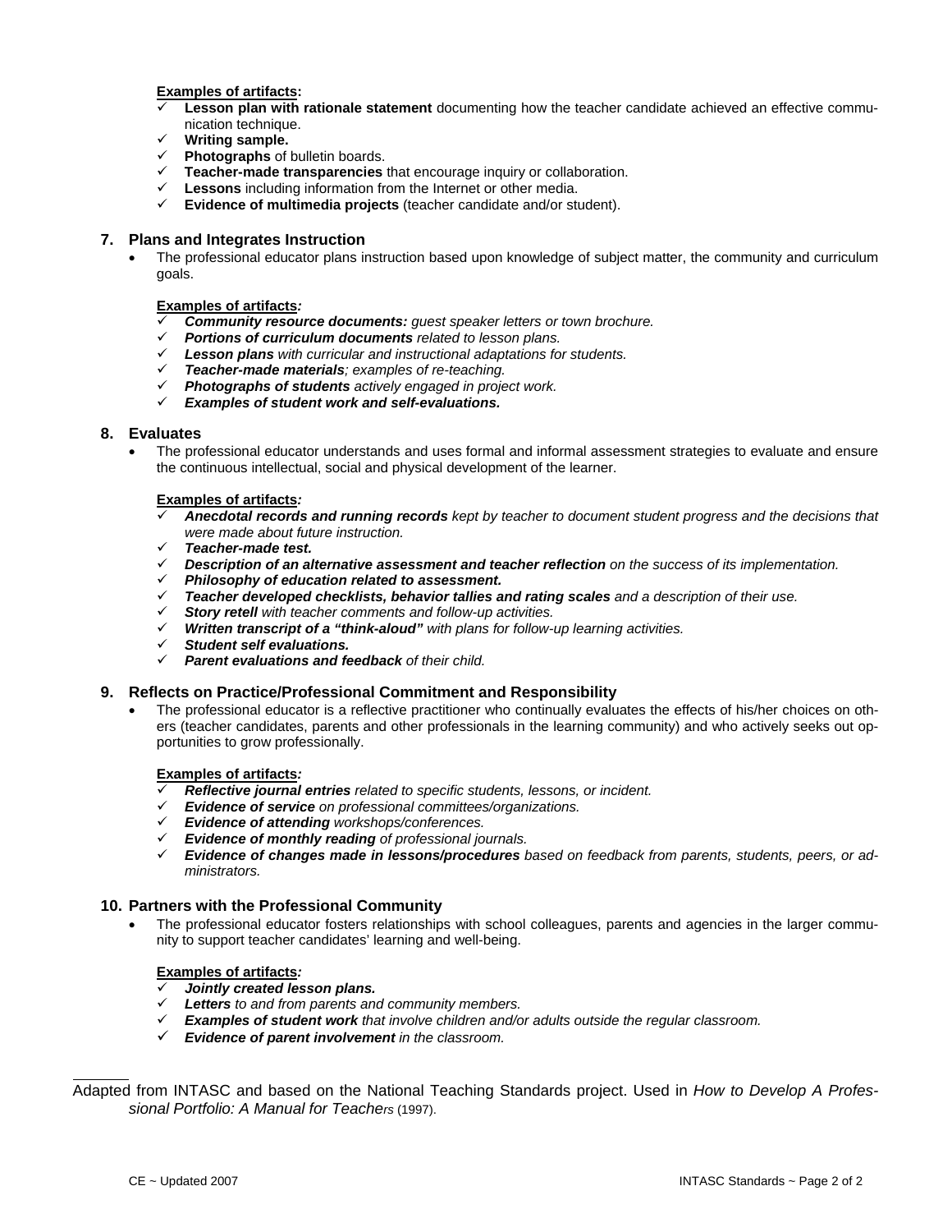**Examples of artifacts:**

- ✓ **Lesson plan with rationale statement** documenting how the teacher candidate achieved an effective communication technique.
- ✓ **Writing sample.**
- ✓ **Photographs** of bulletin boards.
- ✓ **Teacher-made transparencies** that encourage inquiry or collaboration.
- ✓ **Lessons** including information from the Internet or other media.
- ✓ **Evidence of multimedia projects** (teacher candidate and/or student).

### 7. Plans and Integrates Instruction

- The professional educator plans instruction based upon knowledge of subject matter, the community and curriculum goals.

**Examples of artifacts***:*

- ✓ ***Community resource documents:*** *guest speaker letters or town brochure.*
- ✓ ***Portions of curriculum documents*** *related to lesson plans.*
- ✓ ***Lesson plans*** *with curricular and instructional adaptations for students.*
- ✓ ***Teacher-made materials****; examples of re-teaching.*
- ✓ ***Photographs of students*** *actively engaged in project work.*
- ✓ ***Examples of student work and self-evaluations.***

### 8. Evaluates

- The professional educator understands and uses formal and informal assessment strategies to evaluate and ensure the continuous intellectual, social and physical development of the learner.

**Examples of artifacts***:*

- ✓ ***Anecdotal records and running records*** *kept by teacher to document student progress and the decisions that were made about future instruction.*
- ✓ ***Teacher-made test.***
- ✓ ***Description of an alternative assessment and teacher reflection*** *on the success of its implementation.*
- ✓ ***Philosophy of education related to assessment.***
- ✓ ***Teacher developed checklists, behavior tallies and rating scales*** *and a description of their use.*
- ✓ ***Story retell*** *with teacher comments and follow-up activities.*
- ✓ ***Written transcript of a "think-aloud"*** *with plans for follow-up learning activities.*
- ✓ ***Student self evaluations.***
- ✓ ***Parent evaluations and feedback*** *of their child.*

### 9. Reflects on Practice/Professional Commitment and Responsibility

- The professional educator is a reflective practitioner who continually evaluates the effects of his/her choices on others (teacher candidates, parents and other professionals in the learning community) and who actively seeks out opportunities to grow professionally.

**Examples of artifacts***:*

- ✓ ***Reflective journal entries*** *related to specific students, lessons, or incident.*
- ✓ ***Evidence of service*** *on professional committees/organizations.*
- ✓ ***Evidence of attending*** *workshops/conferences.*
- ✓ ***Evidence of monthly reading*** *of professional journals.*
- ✓ ***Evidence of changes made in lessons/procedures*** *based on feedback from parents, students, peers, or administrators.*

### 10. Partners with the Professional Community

- The professional educator fosters relationships with school colleagues, parents and agencies in the larger community to support teacher candidates' learning and well-being.

**Examples of artifacts***:*

- ✓ ***Jointly created lesson plans.***
- ✓ ***Letters*** *to and from parents and community members.*
- ✓ ***Examples of student work*** *that involve children and/or adults outside the regular classroom.*
- ✓ ***Evidence of parent involvement*** *in the classroom.*

---

Adapted from INTASC and based on the National Teaching Standards project. Used in *How to Develop A Professional Portfolio: A Manual for Teachers* (1997).

CE ~ Updated 2007